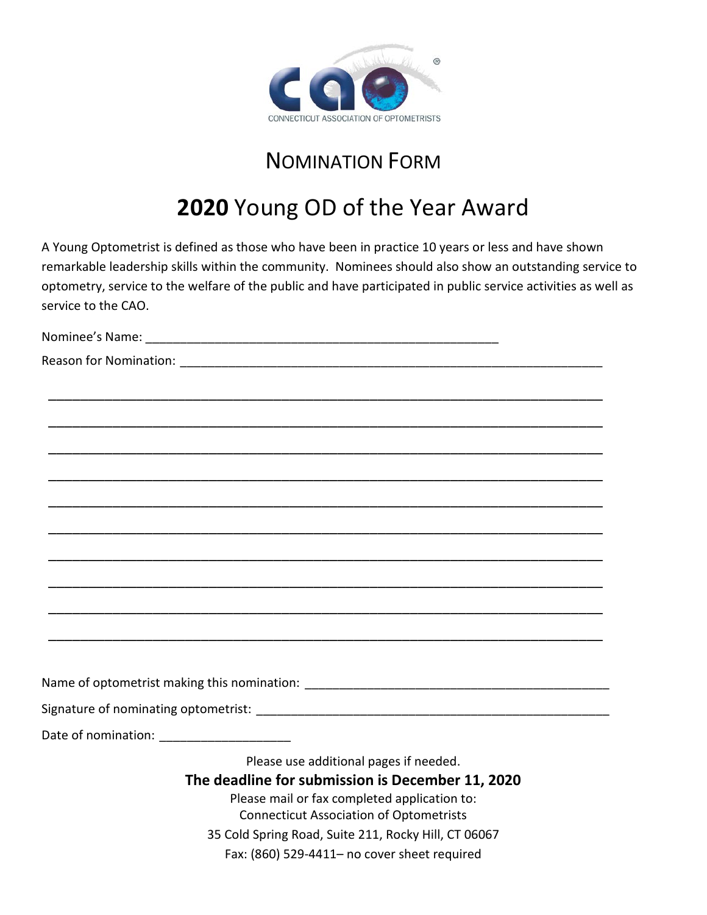CONNECTICUT ASSOCIATION OF OPTOMETRISTS

# NOMINATION FORM

# **2020** Young OD of the Year Award

A Young Optometrist is defined as those who have been in practice 10 years or less and have shown remarkable leadership skills within the community. Nominees should also show an outstanding service to optometry, service to the welfare of the public and have participated in public service activities as well as service to the CAO.

Nominee's Name: ____________________________________________________

Reason for Nomination: ______________________________________________________________

______________________________________________________________________________

______________________________________________________________________________

______________________________________________________________________________

______________________________________________________________________________

______________________________________________________________________________

______________________________________________________________________________

______________________________________________________________________________

______________________________________________________________________________

______________________________________________________________________________

______________________________________________________________________________

Name of optometrist making this nomination: _____________________________________________

Signature of nominating optometrist: ____________________________________________________

Date of nomination: ___________________

Please use additional pages if needed.

**The deadline for submission is December 11, 2020**

Please mail or fax completed application to:
Connecticut Association of Optometrists
35 Cold Spring Road, Suite 211, Rocky Hill, CT 06067
Fax: (860) 529-4411– no cover sheet required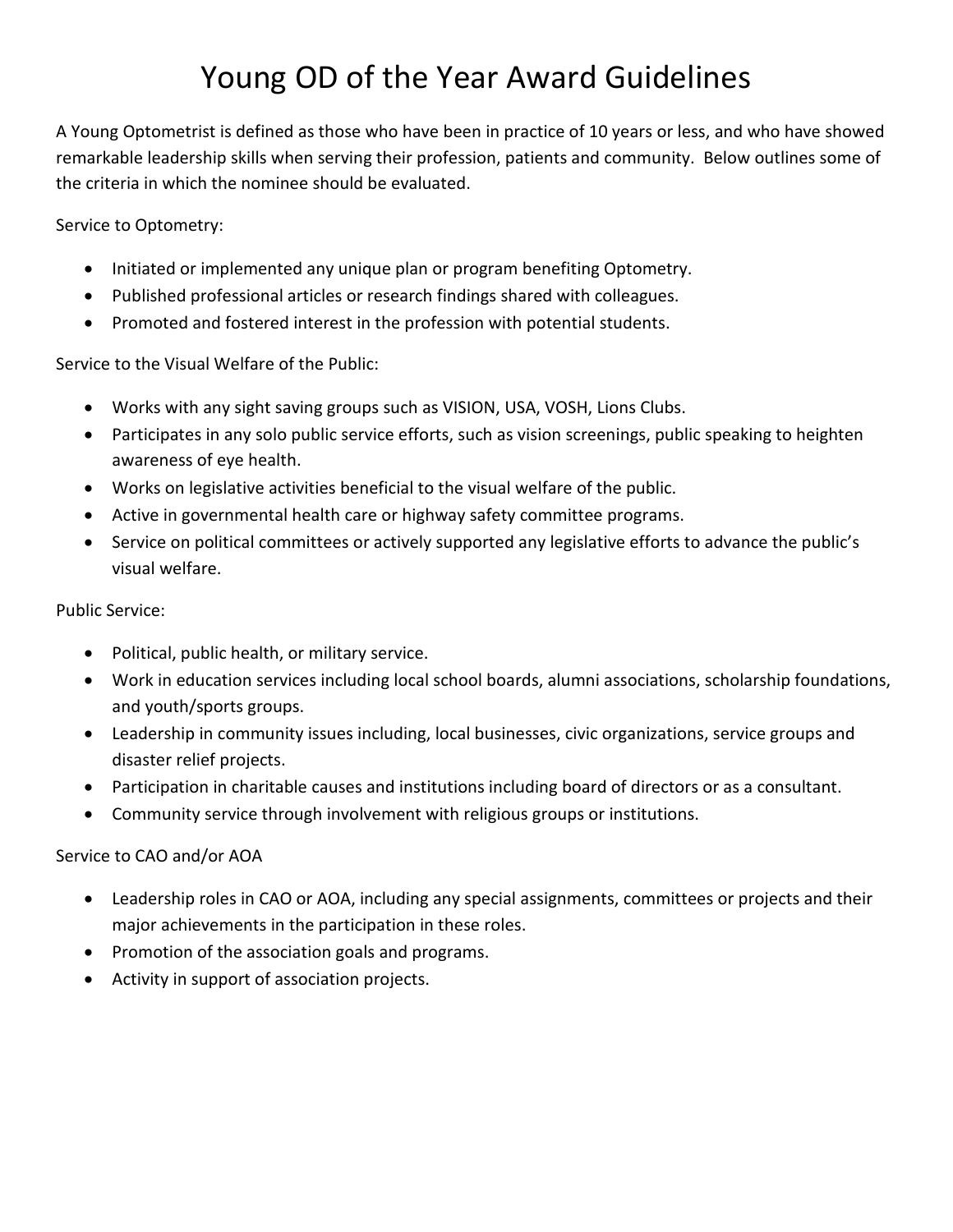# Young OD of the Year Award Guidelines

A Young Optometrist is defined as those who have been in practice of 10 years or less, and who have showed remarkable leadership skills when serving their profession, patients and community. Below outlines some of the criteria in which the nominee should be evaluated.

Service to Optometry:

- Initiated or implemented any unique plan or program benefiting Optometry.
- Published professional articles or research findings shared with colleagues.
- Promoted and fostered interest in the profession with potential students.

Service to the Visual Welfare of the Public:

- Works with any sight saving groups such as VISION, USA, VOSH, Lions Clubs.
- Participates in any solo public service efforts, such as vision screenings, public speaking to heighten awareness of eye health.
- Works on legislative activities beneficial to the visual welfare of the public.
- Active in governmental health care or highway safety committee programs.
- Service on political committees or actively supported any legislative efforts to advance the public's visual welfare.

Public Service:

- Political, public health, or military service.
- Work in education services including local school boards, alumni associations, scholarship foundations, and youth/sports groups.
- Leadership in community issues including, local businesses, civic organizations, service groups and disaster relief projects.
- Participation in charitable causes and institutions including board of directors or as a consultant.
- Community service through involvement with religious groups or institutions.

Service to CAO and/or AOA

- Leadership roles in CAO or AOA, including any special assignments, committees or projects and their major achievements in the participation in these roles.
- Promotion of the association goals and programs.
- Activity in support of association projects.